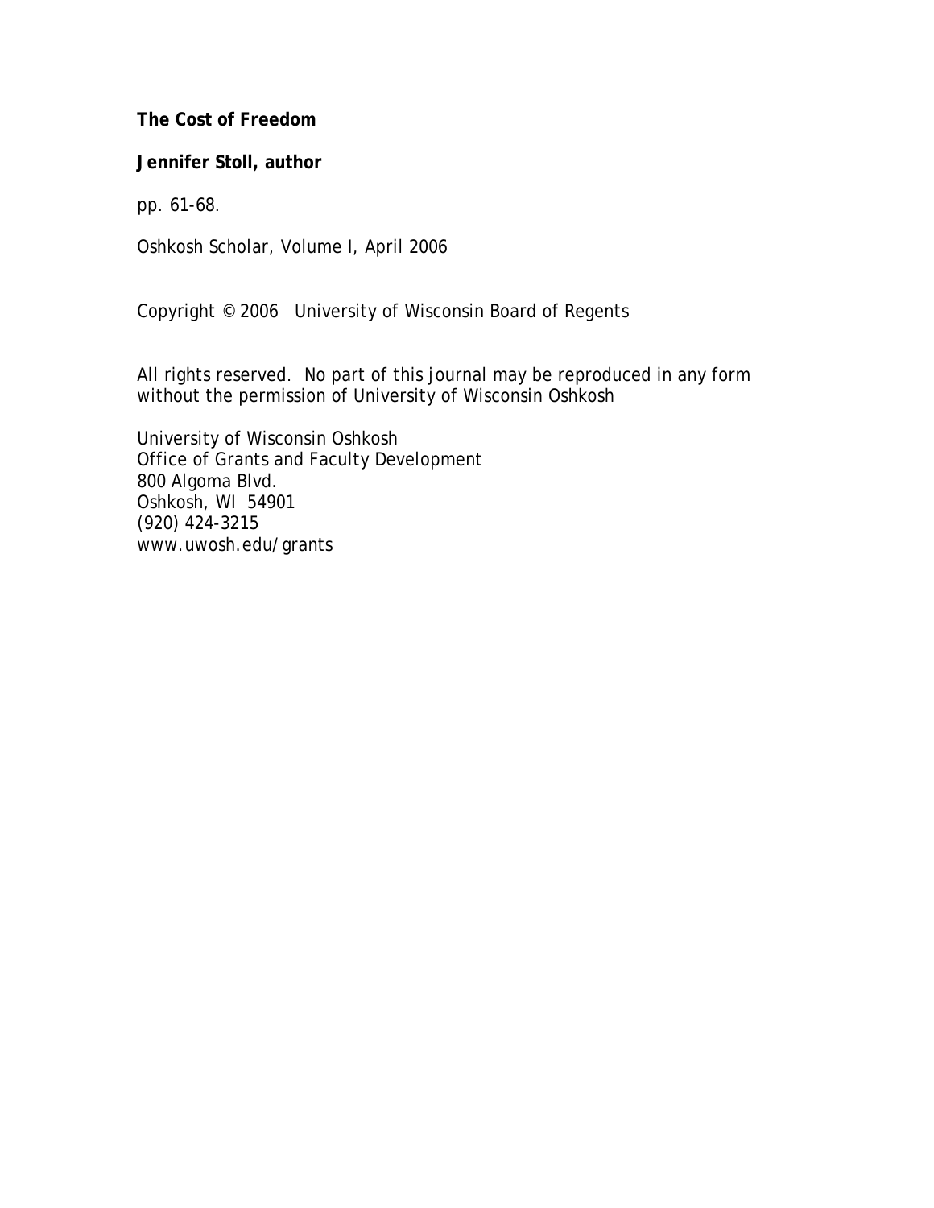**The Cost of Freedom**

**Jennifer Stoll, author**

pp. 61-68.

Oshkosh Scholar, Volume I, April 2006

Copyright © 2006 University of Wisconsin Board of Regents

All rights reserved. No part of this journal may be reproduced in any form without the permission of University of Wisconsin Oshkosh

University of Wisconsin Oshkosh
Office of Grants and Faculty Development
800 Algoma Blvd.
Oshkosh, WI 54901
(920) 424-3215
www.uwosh.edu/grants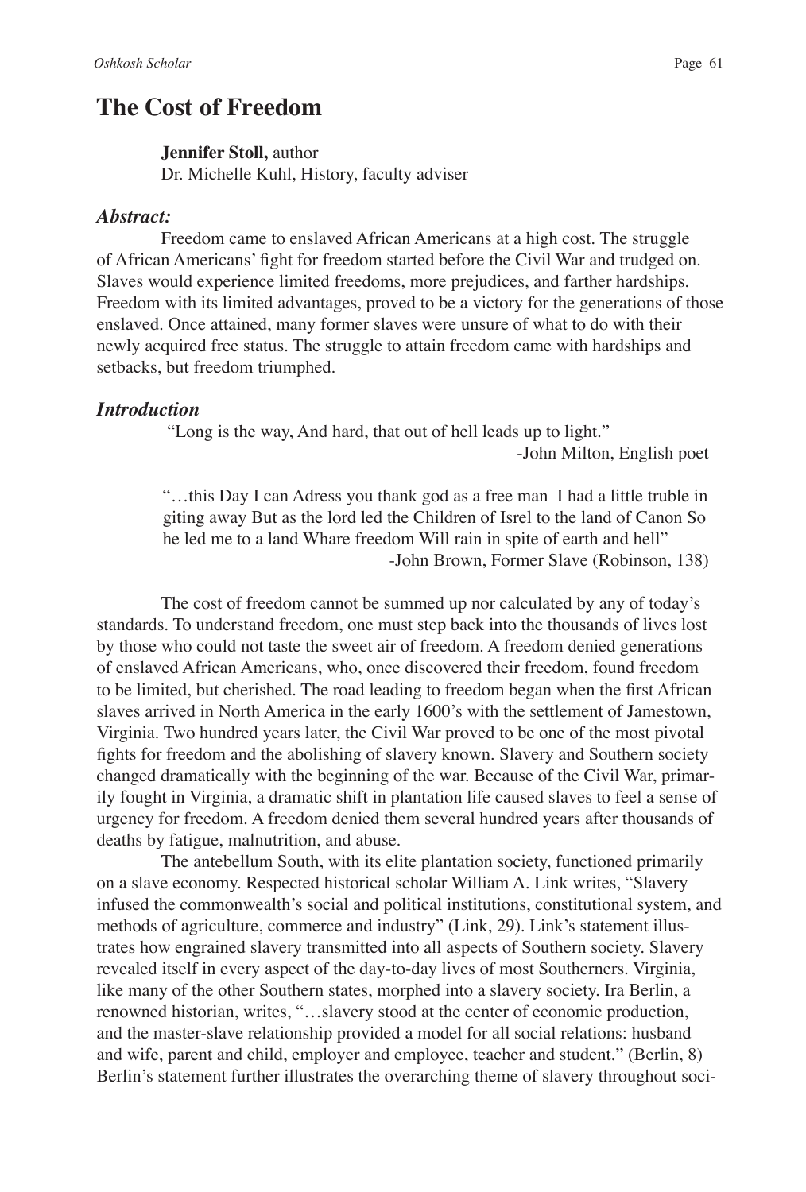# The Cost of Freedom

**Jennifer Stoll,** author
Dr. Michelle Kuhl, History, faculty adviser

### *Abstract:*

Freedom came to enslaved African Americans at a high cost. The struggle of African Americans' fight for freedom started before the Civil War and trudged on. Slaves would experience limited freedoms, more prejudices, and farther hardships. Freedom with its limited advantages, proved to be a victory for the generations of those enslaved. Once attained, many former slaves were unsure of what to do with their newly acquired free status. The struggle to attain freedom came with hardships and setbacks, but freedom triumphed.

### *Introduction*

"Long is the way, And hard, that out of hell leads up to light."
-John Milton, English poet

"…this Day I can Adress you thank god as a free man I had a little truble in giting away But as the lord led the Children of Isrel to the land of Canon So he led me to a land Whare freedom Will rain in spite of earth and hell"
-John Brown, Former Slave (Robinson, 138)

The cost of freedom cannot be summed up nor calculated by any of today's standards. To understand freedom, one must step back into the thousands of lives lost by those who could not taste the sweet air of freedom. A freedom denied generations of enslaved African Americans, who, once discovered their freedom, found freedom to be limited, but cherished. The road leading to freedom began when the first African slaves arrived in North America in the early 1600's with the settlement of Jamestown, Virginia. Two hundred years later, the Civil War proved to be one of the most pivotal fights for freedom and the abolishing of slavery known. Slavery and Southern society changed dramatically with the beginning of the war. Because of the Civil War, primarily fought in Virginia, a dramatic shift in plantation life caused slaves to feel a sense of urgency for freedom. A freedom denied them several hundred years after thousands of deaths by fatigue, malnutrition, and abuse.

The antebellum South, with its elite plantation society, functioned primarily on a slave economy. Respected historical scholar William A. Link writes, "Slavery infused the commonwealth's social and political institutions, constitutional system, and methods of agriculture, commerce and industry" (Link, 29). Link's statement illustrates how engrained slavery transmitted into all aspects of Southern society. Slavery revealed itself in every aspect of the day-to-day lives of most Southerners. Virginia, like many of the other Southern states, morphed into a slavery society. Ira Berlin, a renowned historian, writes, "…slavery stood at the center of economic production, and the master-slave relationship provided a model for all social relations: husband and wife, parent and child, employer and employee, teacher and student." (Berlin, 8) Berlin's statement further illustrates the overarching theme of slavery throughout soci-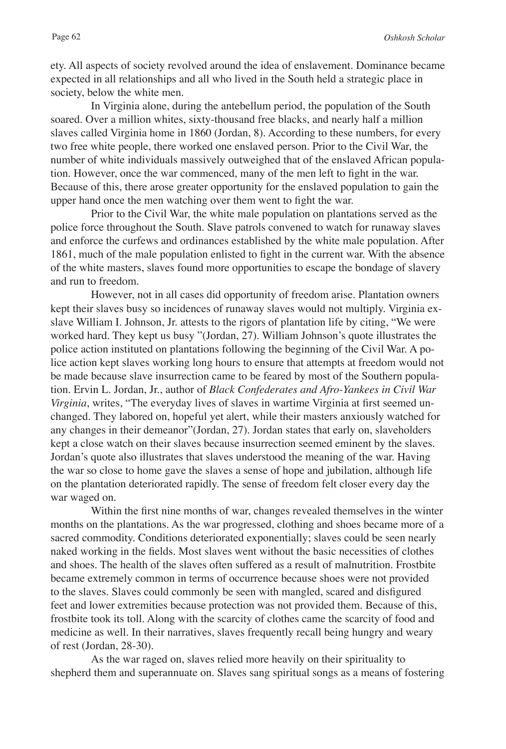ety. All aspects of society revolved around the idea of enslavement. Dominance became expected in all relationships and all who lived in the South held a strategic place in society, below the white men.

In Virginia alone, during the antebellum period, the population of the South soared. Over a million whites, sixty-thousand free blacks, and nearly half a million slaves called Virginia home in 1860 (Jordan, 8). According to these numbers, for every two free white people, there worked one enslaved person. Prior to the Civil War, the number of white individuals massively outweighed that of the enslaved African population. However, once the war commenced, many of the men left to fight in the war. Because of this, there arose greater opportunity for the enslaved population to gain the upper hand once the men watching over them went to fight the war.

Prior to the Civil War, the white male population on plantations served as the police force throughout the South. Slave patrols convened to watch for runaway slaves and enforce the curfews and ordinances established by the white male population. After 1861, much of the male population enlisted to fight in the current war. With the absence of the white masters, slaves found more opportunities to escape the bondage of slavery and run to freedom.

However, not in all cases did opportunity of freedom arise. Plantation owners kept their slaves busy so incidences of runaway slaves would not multiply. Virginia ex-slave William I. Johnson, Jr. attests to the rigors of plantation life by citing, "We were worked hard. They kept us busy "(Jordan, 27). William Johnson's quote illustrates the police action instituted on plantations following the beginning of the Civil War. A police action kept slaves working long hours to ensure that attempts at freedom would not be made because slave insurrection came to be feared by most of the Southern population. Ervin L. Jordan, Jr., author of *Black Confederates and Afro-Yankees in Civil War Virginia*, writes, "The everyday lives of slaves in wartime Virginia at first seemed unchanged. They labored on, hopeful yet alert, while their masters anxiously watched for any changes in their demeanor"(Jordan, 27). Jordan states that early on, slaveholders kept a close watch on their slaves because insurrection seemed eminent by the slaves. Jordan's quote also illustrates that slaves understood the meaning of the war. Having the war so close to home gave the slaves a sense of hope and jubilation, although life on the plantation deteriorated rapidly. The sense of freedom felt closer every day the war waged on.

Within the first nine months of war, changes revealed themselves in the winter months on the plantations. As the war progressed, clothing and shoes became more of a sacred commodity. Conditions deteriorated exponentially; slaves could be seen nearly naked working in the fields. Most slaves went without the basic necessities of clothes and shoes. The health of the slaves often suffered as a result of malnutrition. Frostbite became extremely common in terms of occurrence because shoes were not provided to the slaves. Slaves could commonly be seen with mangled, scared and disfigured feet and lower extremities because protection was not provided them. Because of this, frostbite took its toll. Along with the scarcity of clothes came the scarcity of food and medicine as well. In their narratives, slaves frequently recall being hungry and weary of rest (Jordan, 28-30).

As the war raged on, slaves relied more heavily on their spirituality to shepherd them and superannuate on. Slaves sang spiritual songs as a means of fostering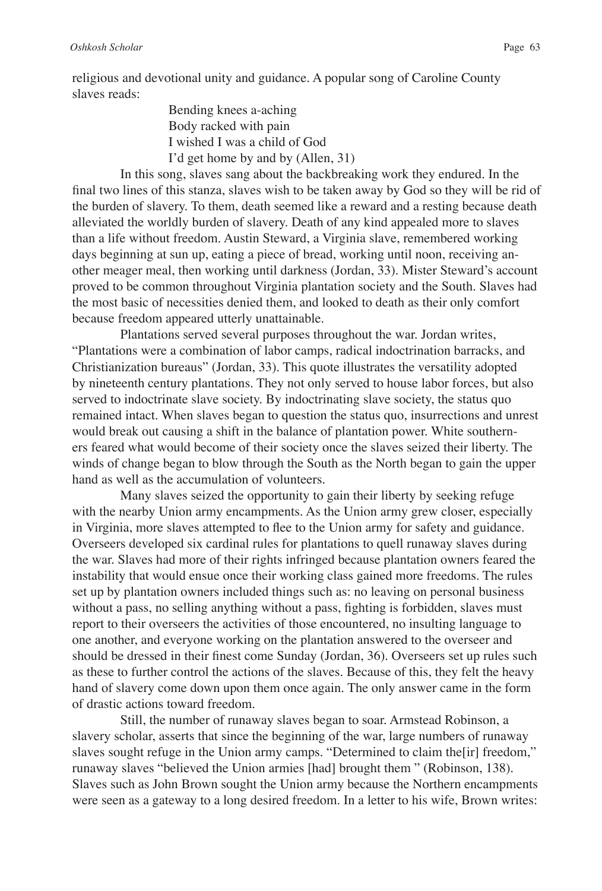religious and devotional unity and guidance. A popular song of Caroline County slaves reads:

> Bending knees a-aching
> Body racked with pain
> I wished I was a child of God
> I'd get home by and by (Allen, 31)

In this song, slaves sang about the backbreaking work they endured. In the final two lines of this stanza, slaves wish to be taken away by God so they will be rid of the burden of slavery. To them, death seemed like a reward and a resting because death alleviated the worldly burden of slavery. Death of any kind appealed more to slaves than a life without freedom. Austin Steward, a Virginia slave, remembered working days beginning at sun up, eating a piece of bread, working until noon, receiving another meager meal, then working until darkness (Jordan, 33). Mister Steward's account proved to be common throughout Virginia plantation society and the South. Slaves had the most basic of necessities denied them, and looked to death as their only comfort because freedom appeared utterly unattainable.

Plantations served several purposes throughout the war. Jordan writes, "Plantations were a combination of labor camps, radical indoctrination barracks, and Christianization bureaus" (Jordan, 33). This quote illustrates the versatility adopted by nineteenth century plantations. They not only served to house labor forces, but also served to indoctrinate slave society. By indoctrinating slave society, the status quo remained intact. When slaves began to question the status quo, insurrections and unrest would break out causing a shift in the balance of plantation power. White southerners feared what would become of their society once the slaves seized their liberty. The winds of change began to blow through the South as the North began to gain the upper hand as well as the accumulation of volunteers.

Many slaves seized the opportunity to gain their liberty by seeking refuge with the nearby Union army encampments. As the Union army grew closer, especially in Virginia, more slaves attempted to flee to the Union army for safety and guidance. Overseers developed six cardinal rules for plantations to quell runaway slaves during the war. Slaves had more of their rights infringed because plantation owners feared the instability that would ensue once their working class gained more freedoms. The rules set up by plantation owners included things such as: no leaving on personal business without a pass, no selling anything without a pass, fighting is forbidden, slaves must report to their overseers the activities of those encountered, no insulting language to one another, and everyone working on the plantation answered to the overseer and should be dressed in their finest come Sunday (Jordan, 36). Overseers set up rules such as these to further control the actions of the slaves. Because of this, they felt the heavy hand of slavery come down upon them once again. The only answer came in the form of drastic actions toward freedom.

Still, the number of runaway slaves began to soar. Armstead Robinson, a slavery scholar, asserts that since the beginning of the war, large numbers of runaway slaves sought refuge in the Union army camps. "Determined to claim the[ir] freedom," runaway slaves "believed the Union armies [had] brought them " (Robinson, 138). Slaves such as John Brown sought the Union army because the Northern encampments were seen as a gateway to a long desired freedom. In a letter to his wife, Brown writes: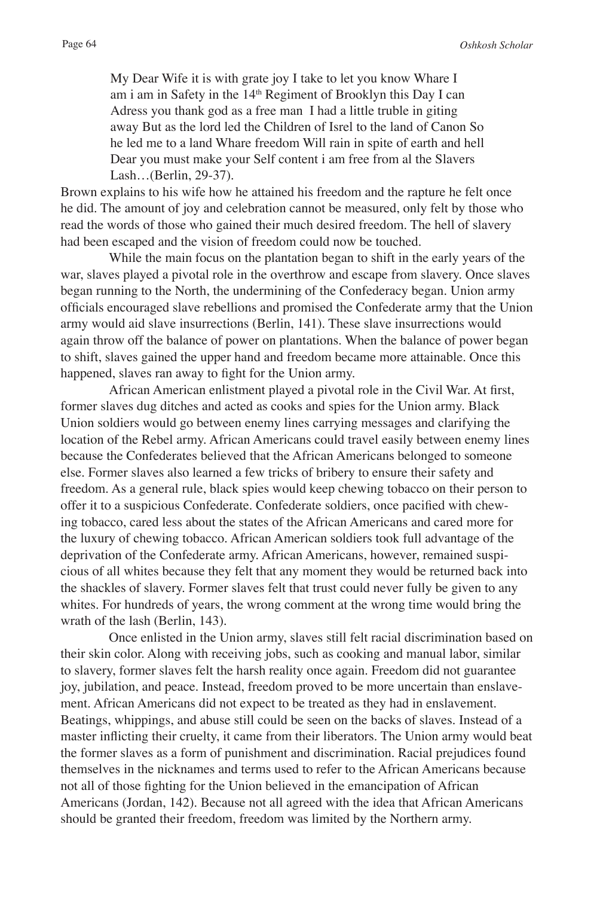> My Dear Wife it is with grate joy I take to let you know Whare I am i am in Safety in the 14th Regiment of Brooklyn this Day I can Adress you thank god as a free man I had a little truble in giting away But as the lord led the Children of Isrel to the land of Canon So he led me to a land Whare freedom Will rain in spite of earth and hell Dear you must make your Self content i am free from al the Slavers Lash…(Berlin, 29-37).

Brown explains to his wife how he attained his freedom and the rapture he felt once he did. The amount of joy and celebration cannot be measured, only felt by those who read the words of those who gained their much desired freedom. The hell of slavery had been escaped and the vision of freedom could now be touched.

While the main focus on the plantation began to shift in the early years of the war, slaves played a pivotal role in the overthrow and escape from slavery. Once slaves began running to the North, the undermining of the Confederacy began. Union army officials encouraged slave rebellions and promised the Confederate army that the Union army would aid slave insurrections (Berlin, 141). These slave insurrections would again throw off the balance of power on plantations. When the balance of power began to shift, slaves gained the upper hand and freedom became more attainable. Once this happened, slaves ran away to fight for the Union army.

African American enlistment played a pivotal role in the Civil War. At first, former slaves dug ditches and acted as cooks and spies for the Union army. Black Union soldiers would go between enemy lines carrying messages and clarifying the location of the Rebel army. African Americans could travel easily between enemy lines because the Confederates believed that the African Americans belonged to someone else. Former slaves also learned a few tricks of bribery to ensure their safety and freedom. As a general rule, black spies would keep chewing tobacco on their person to offer it to a suspicious Confederate. Confederate soldiers, once pacified with chewing tobacco, cared less about the states of the African Americans and cared more for the luxury of chewing tobacco. African American soldiers took full advantage of the deprivation of the Confederate army. African Americans, however, remained suspicious of all whites because they felt that any moment they would be returned back into the shackles of slavery. Former slaves felt that trust could never fully be given to any whites. For hundreds of years, the wrong comment at the wrong time would bring the wrath of the lash (Berlin, 143).

Once enlisted in the Union army, slaves still felt racial discrimination based on their skin color. Along with receiving jobs, such as cooking and manual labor, similar to slavery, former slaves felt the harsh reality once again. Freedom did not guarantee joy, jubilation, and peace. Instead, freedom proved to be more uncertain than enslavement. African Americans did not expect to be treated as they had in enslavement. Beatings, whippings, and abuse still could be seen on the backs of slaves. Instead of a master inflicting their cruelty, it came from their liberators. The Union army would beat the former slaves as a form of punishment and discrimination. Racial prejudices found themselves in the nicknames and terms used to refer to the African Americans because not all of those fighting for the Union believed in the emancipation of African Americans (Jordan, 142). Because not all agreed with the idea that African Americans should be granted their freedom, freedom was limited by the Northern army.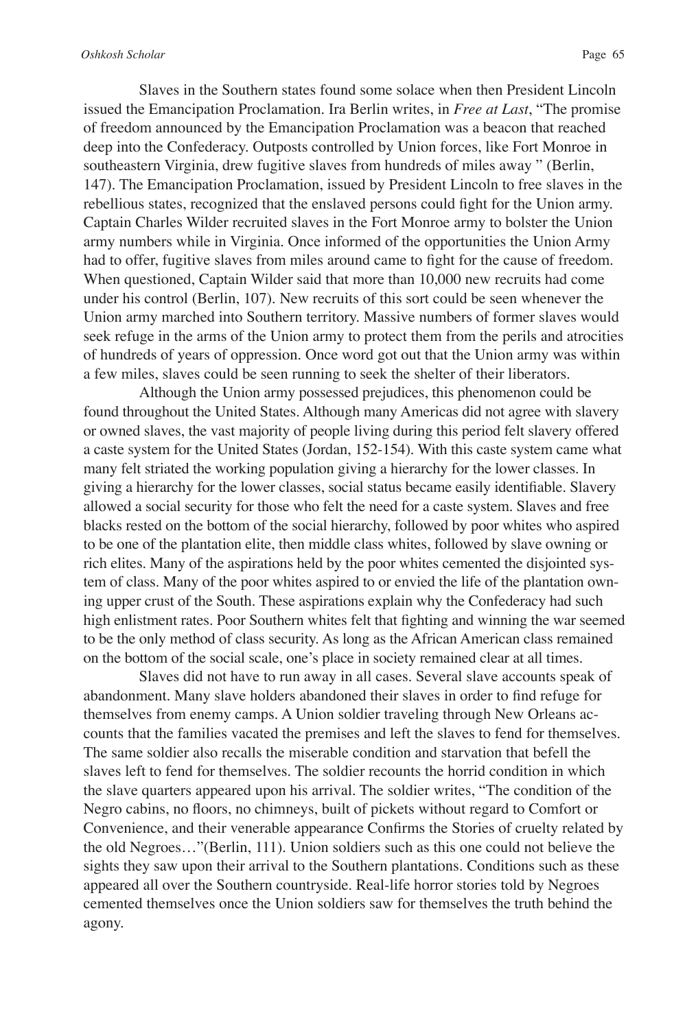Slaves in the Southern states found some solace when then President Lincoln issued the Emancipation Proclamation. Ira Berlin writes, in *Free at Last*, "The promise of freedom announced by the Emancipation Proclamation was a beacon that reached deep into the Confederacy. Outposts controlled by Union forces, like Fort Monroe in southeastern Virginia, drew fugitive slaves from hundreds of miles away " (Berlin, 147). The Emancipation Proclamation, issued by President Lincoln to free slaves in the rebellious states, recognized that the enslaved persons could fight for the Union army. Captain Charles Wilder recruited slaves in the Fort Monroe army to bolster the Union army numbers while in Virginia. Once informed of the opportunities the Union Army had to offer, fugitive slaves from miles around came to fight for the cause of freedom. When questioned, Captain Wilder said that more than 10,000 new recruits had come under his control (Berlin, 107). New recruits of this sort could be seen whenever the Union army marched into Southern territory. Massive numbers of former slaves would seek refuge in the arms of the Union army to protect them from the perils and atrocities of hundreds of years of oppression. Once word got out that the Union army was within a few miles, slaves could be seen running to seek the shelter of their liberators.

Although the Union army possessed prejudices, this phenomenon could be found throughout the United States. Although many Americas did not agree with slavery or owned slaves, the vast majority of people living during this period felt slavery offered a caste system for the United States (Jordan, 152-154). With this caste system came what many felt striated the working population giving a hierarchy for the lower classes. In giving a hierarchy for the lower classes, social status became easily identifiable. Slavery allowed a social security for those who felt the need for a caste system. Slaves and free blacks rested on the bottom of the social hierarchy, followed by poor whites who aspired to be one of the plantation elite, then middle class whites, followed by slave owning or rich elites. Many of the aspirations held by the poor whites cemented the disjointed system of class. Many of the poor whites aspired to or envied the life of the plantation owning upper crust of the South. These aspirations explain why the Confederacy had such high enlistment rates. Poor Southern whites felt that fighting and winning the war seemed to be the only method of class security. As long as the African American class remained on the bottom of the social scale, one's place in society remained clear at all times.

Slaves did not have to run away in all cases. Several slave accounts speak of abandonment. Many slave holders abandoned their slaves in order to find refuge for themselves from enemy camps. A Union soldier traveling through New Orleans accounts that the families vacated the premises and left the slaves to fend for themselves. The same soldier also recalls the miserable condition and starvation that befell the slaves left to fend for themselves. The soldier recounts the horrid condition in which the slave quarters appeared upon his arrival. The soldier writes, "The condition of the Negro cabins, no floors, no chimneys, built of pickets without regard to Comfort or Convenience, and their venerable appearance Confirms the Stories of cruelty related by the old Negroes…"(Berlin, 111). Union soldiers such as this one could not believe the sights they saw upon their arrival to the Southern plantations. Conditions such as these appeared all over the Southern countryside. Real-life horror stories told by Negroes cemented themselves once the Union soldiers saw for themselves the truth behind the agony.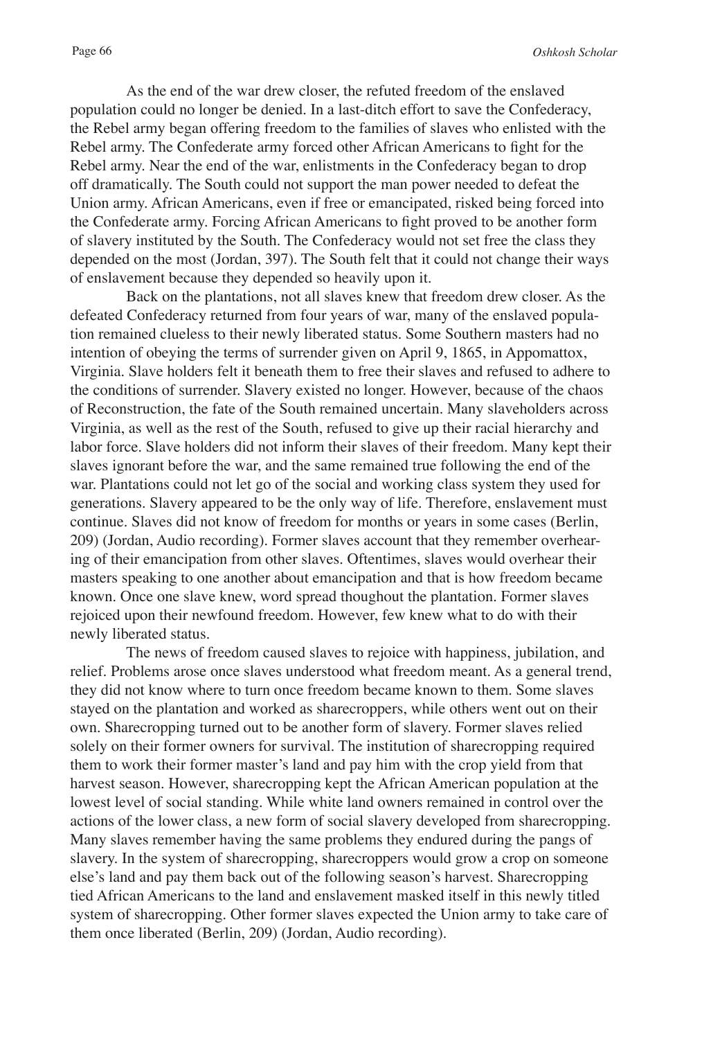As the end of the war drew closer, the refuted freedom of the enslaved population could no longer be denied. In a last-ditch effort to save the Confederacy, the Rebel army began offering freedom to the families of slaves who enlisted with the Rebel army. The Confederate army forced other African Americans to fight for the Rebel army. Near the end of the war, enlistments in the Confederacy began to drop off dramatically. The South could not support the man power needed to defeat the Union army. African Americans, even if free or emancipated, risked being forced into the Confederate army. Forcing African Americans to fight proved to be another form of slavery instituted by the South. The Confederacy would not set free the class they depended on the most (Jordan, 397). The South felt that it could not change their ways of enslavement because they depended so heavily upon it.

Back on the plantations, not all slaves knew that freedom drew closer. As the defeated Confederacy returned from four years of war, many of the enslaved population remained clueless to their newly liberated status. Some Southern masters had no intention of obeying the terms of surrender given on April 9, 1865, in Appomattox, Virginia. Slave holders felt it beneath them to free their slaves and refused to adhere to the conditions of surrender. Slavery existed no longer. However, because of the chaos of Reconstruction, the fate of the South remained uncertain. Many slaveholders across Virginia, as well as the rest of the South, refused to give up their racial hierarchy and labor force. Slave holders did not inform their slaves of their freedom. Many kept their slaves ignorant before the war, and the same remained true following the end of the war. Plantations could not let go of the social and working class system they used for generations. Slavery appeared to be the only way of life. Therefore, enslavement must continue. Slaves did not know of freedom for months or years in some cases (Berlin, 209) (Jordan, Audio recording). Former slaves account that they remember overhearing of their emancipation from other slaves. Oftentimes, slaves would overhear their masters speaking to one another about emancipation and that is how freedom became known. Once one slave knew, word spread thoughout the plantation. Former slaves rejoiced upon their newfound freedom. However, few knew what to do with their newly liberated status.

The news of freedom caused slaves to rejoice with happiness, jubilation, and relief. Problems arose once slaves understood what freedom meant. As a general trend, they did not know where to turn once freedom became known to them. Some slaves stayed on the plantation and worked as sharecroppers, while others went out on their own. Sharecropping turned out to be another form of slavery. Former slaves relied solely on their former owners for survival. The institution of sharecropping required them to work their former master's land and pay him with the crop yield from that harvest season. However, sharecropping kept the African American population at the lowest level of social standing. While white land owners remained in control over the actions of the lower class, a new form of social slavery developed from sharecropping. Many slaves remember having the same problems they endured during the pangs of slavery. In the system of sharecropping, sharecroppers would grow a crop on someone else's land and pay them back out of the following season's harvest. Sharecropping tied African Americans to the land and enslavement masked itself in this newly titled system of sharecropping. Other former slaves expected the Union army to take care of them once liberated (Berlin, 209) (Jordan, Audio recording).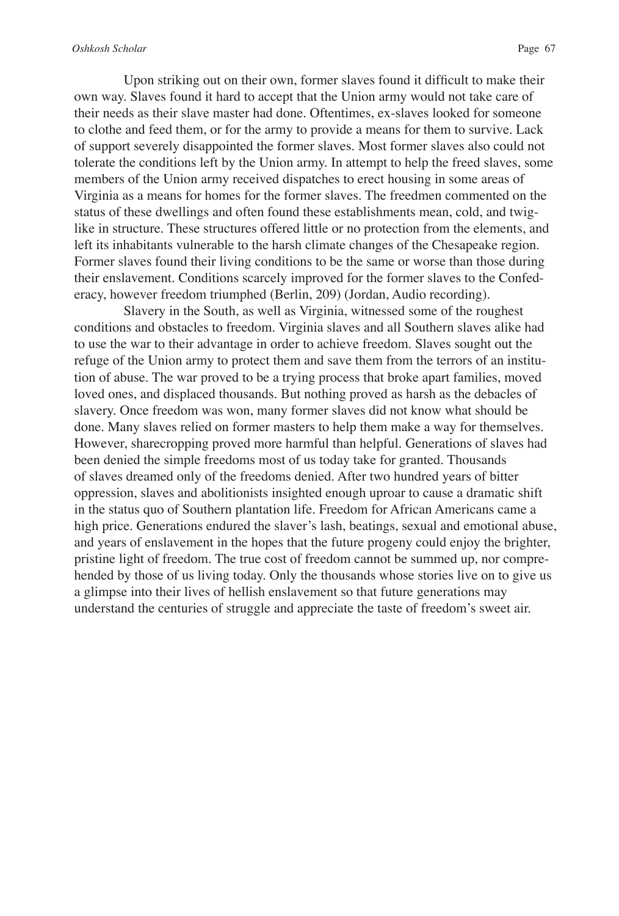Upon striking out on their own, former slaves found it difficult to make their own way. Slaves found it hard to accept that the Union army would not take care of their needs as their slave master had done. Oftentimes, ex-slaves looked for someone to clothe and feed them, or for the army to provide a means for them to survive. Lack of support severely disappointed the former slaves. Most former slaves also could not tolerate the conditions left by the Union army. In attempt to help the freed slaves, some members of the Union army received dispatches to erect housing in some areas of Virginia as a means for homes for the former slaves. The freedmen commented on the status of these dwellings and often found these establishments mean, cold, and twig-like in structure. These structures offered little or no protection from the elements, and left its inhabitants vulnerable to the harsh climate changes of the Chesapeake region. Former slaves found their living conditions to be the same or worse than those during their enslavement. Conditions scarcely improved for the former slaves to the Confederacy, however freedom triumphed (Berlin, 209) (Jordan, Audio recording).

Slavery in the South, as well as Virginia, witnessed some of the roughest conditions and obstacles to freedom. Virginia slaves and all Southern slaves alike had to use the war to their advantage in order to achieve freedom. Slaves sought out the refuge of the Union army to protect them and save them from the terrors of an institution of abuse. The war proved to be a trying process that broke apart families, moved loved ones, and displaced thousands. But nothing proved as harsh as the debacles of slavery. Once freedom was won, many former slaves did not know what should be done. Many slaves relied on former masters to help them make a way for themselves. However, sharecropping proved more harmful than helpful. Generations of slaves had been denied the simple freedoms most of us today take for granted. Thousands of slaves dreamed only of the freedoms denied. After two hundred years of bitter oppression, slaves and abolitionists insighted enough uproar to cause a dramatic shift in the status quo of Southern plantation life. Freedom for African Americans came a high price. Generations endured the slaver's lash, beatings, sexual and emotional abuse, and years of enslavement in the hopes that the future progeny could enjoy the brighter, pristine light of freedom. The true cost of freedom cannot be summed up, nor comprehended by those of us living today. Only the thousands whose stories live on to give us a glimpse into their lives of hellish enslavement so that future generations may understand the centuries of struggle and appreciate the taste of freedom's sweet air.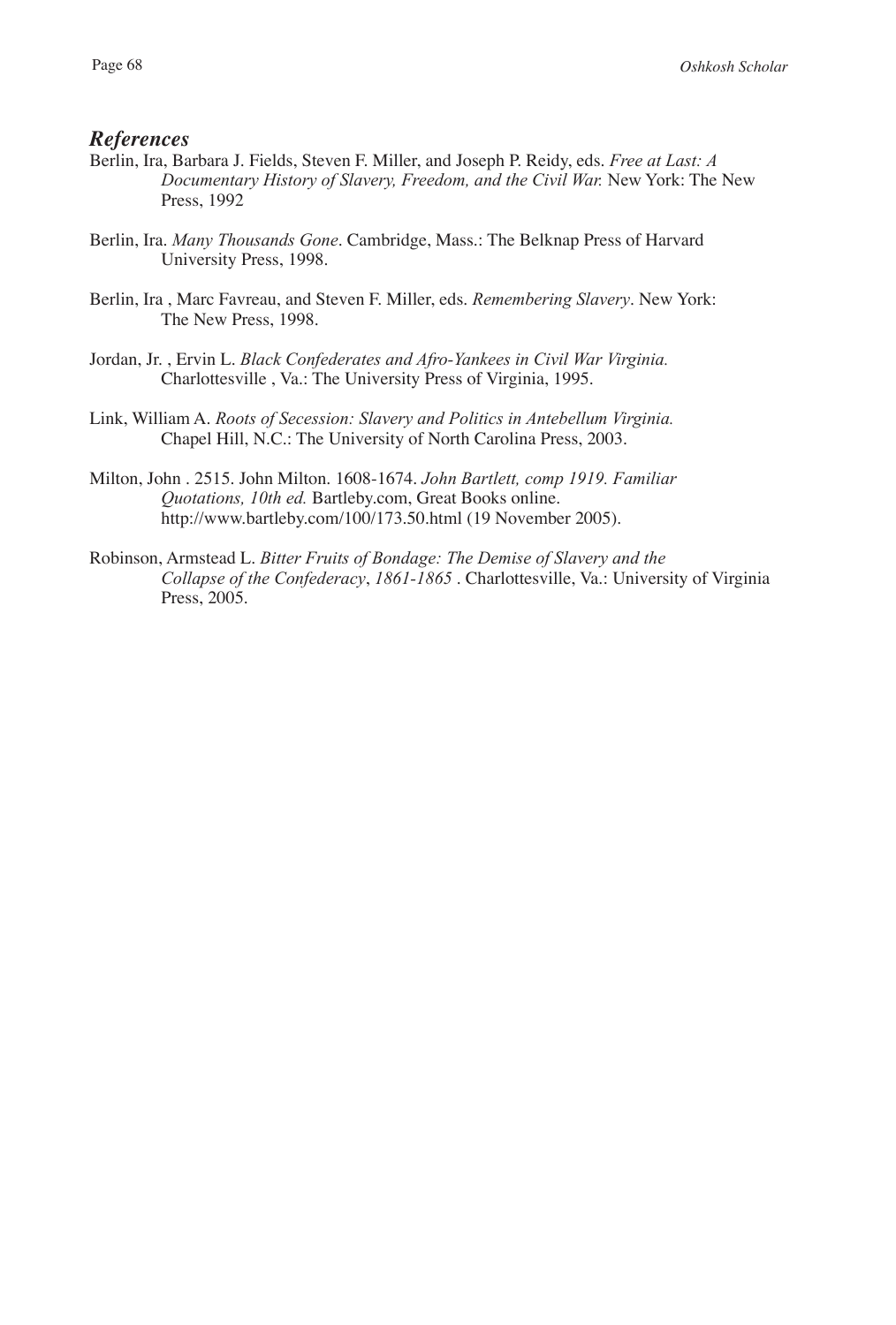## *References*

Berlin, Ira, Barbara J. Fields, Steven F. Miller, and Joseph P. Reidy, eds. *Free at Last: A Documentary History of Slavery, Freedom, and the Civil War.* New York: The New Press, 1992

Berlin, Ira. *Many Thousands Gone*. Cambridge, Mass.: The Belknap Press of Harvard University Press, 1998.

Berlin, Ira , Marc Favreau, and Steven F. Miller, eds. *Remembering Slavery*. New York: The New Press, 1998.

Jordan, Jr. , Ervin L. *Black Confederates and Afro-Yankees in Civil War Virginia.* Charlottesville , Va.: The University Press of Virginia, 1995.

Link, William A. *Roots of Secession: Slavery and Politics in Antebellum Virginia.* Chapel Hill, N.C.: The University of North Carolina Press, 2003.

Milton, John . 2515. John Milton. 1608-1674. *John Bartlett, comp 1919. Familiar Quotations, 10th ed.* Bartleby.com, Great Books online. http://www.bartleby.com/100/173.50.html (19 November 2005).

Robinson, Armstead L. *Bitter Fruits of Bondage: The Demise of Slavery and the Collapse of the Confederacy*, *1861-1865* . Charlottesville, Va.: University of Virginia Press, 2005.